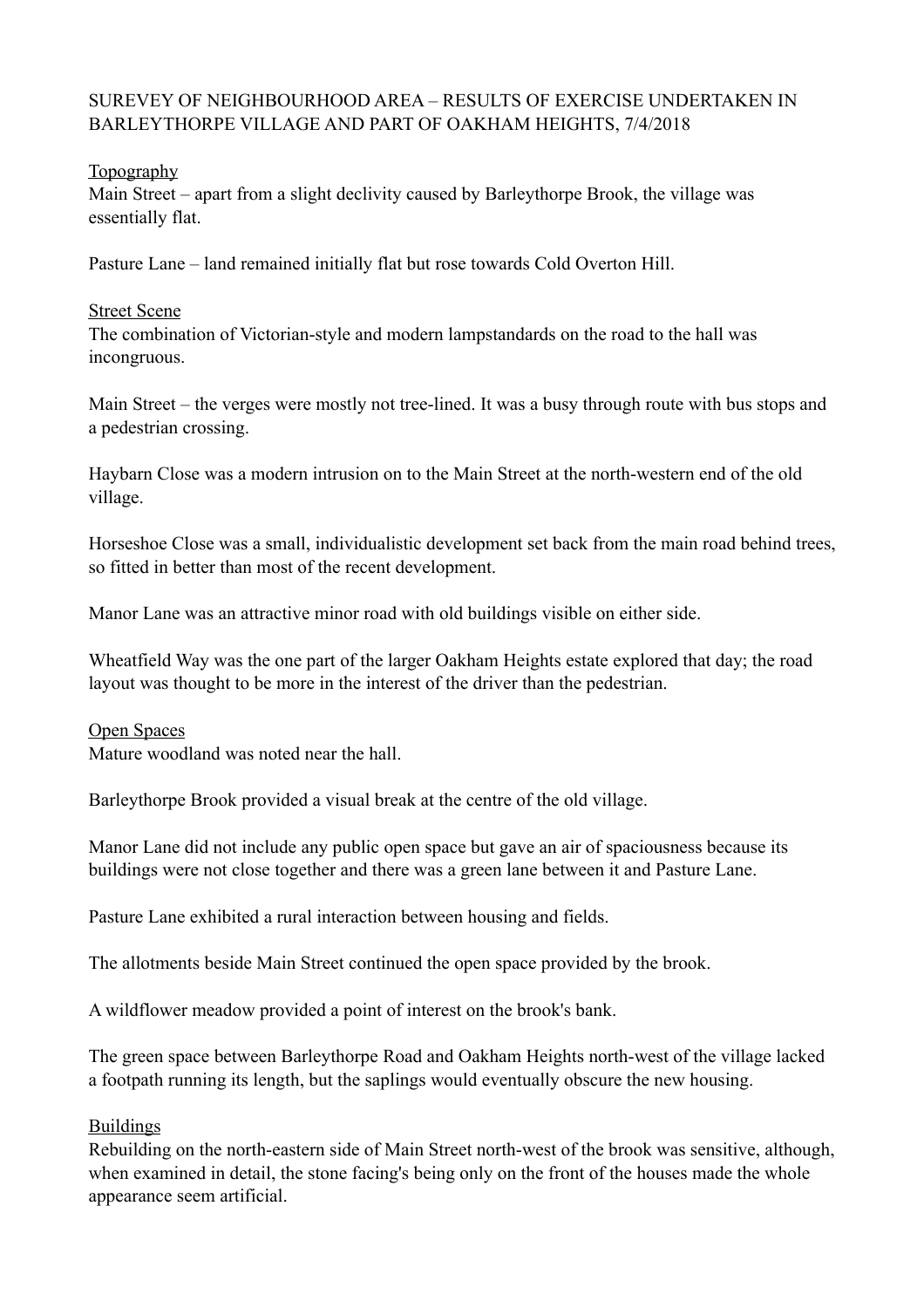SUREVEY OF NEIGHBOURHOOD AREA – RESULTS OF EXERCISE UNDERTAKEN IN BARLEYTHORPE VILLAGE AND PART OF OAKHAM HEIGHTS, 7/4/2018

<u>Topography</u>

Main Street – apart from a slight declivity caused by Barleythorpe Brook, the village was essentially flat.

Pasture Lane – land remained initially flat but rose towards Cold Overton Hill.

<u>Street Scene</u>

The combination of Victorian-style and modern lampstandards on the road to the hall was incongruous.

Main Street – the verges were mostly not tree-lined. It was a busy through route with bus stops and a pedestrian crossing.

Haybarn Close was a modern intrusion on to the Main Street at the north-western end of the old village.

Horseshoe Close was a small, individualistic development set back from the main road behind trees, so fitted in better than most of the recent development.

Manor Lane was an attractive minor road with old buildings visible on either side.

Wheatfield Way was the one part of the larger Oakham Heights estate explored that day; the road layout was thought to be more in the interest of the driver than the pedestrian.

<u>Open Spaces</u>

Mature woodland was noted near the hall.

Barleythorpe Brook provided a visual break at the centre of the old village.

Manor Lane did not include any public open space but gave an air of spaciousness because its buildings were not close together and there was a green lane between it and Pasture Lane.

Pasture Lane exhibited a rural interaction between housing and fields.

The allotments beside Main Street continued the open space provided by the brook.

A wildflower meadow provided a point of interest on the brook's bank.

The green space between Barleythorpe Road and Oakham Heights north-west of the village lacked a footpath running its length, but the saplings would eventually obscure the new housing.

<u>Buildings</u>

Rebuilding on the north-eastern side of Main Street north-west of the brook was sensitive, although, when examined in detail, the stone facing's being only on the front of the houses made the whole appearance seem artificial.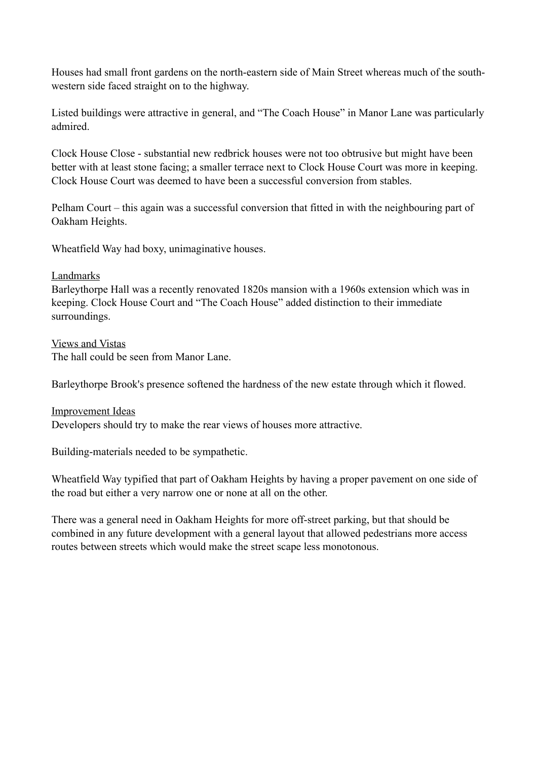Houses had small front gardens on the north-eastern side of Main Street whereas much of the south-western side faced straight on to the highway.

Listed buildings were attractive in general, and "The Coach House" in Manor Lane was particularly admired.

Clock House Close - substantial new redbrick houses were not too obtrusive but might have been better with at least stone facing; a smaller terrace next to Clock House Court was more in keeping. Clock House Court was deemed to have been a successful conversion from stables.

Pelham Court – this again was a successful conversion that fitted in with the neighbouring part of Oakham Heights.

Wheatfield Way had boxy, unimaginative houses.

<u>Landmarks</u>

Barleythorpe Hall was a recently renovated 1820s mansion with a 1960s extension which was in keeping. Clock House Court and "The Coach House" added distinction to their immediate surroundings.

<u>Views and Vistas</u>

The hall could be seen from Manor Lane.

Barleythorpe Brook's presence softened the hardness of the new estate through which it flowed.

<u>Improvement Ideas</u>

Developers should try to make the rear views of houses more attractive.

Building-materials needed to be sympathetic.

Wheatfield Way typified that part of Oakham Heights by having a proper pavement on one side of the road but either a very narrow one or none at all on the other.

There was a general need in Oakham Heights for more off-street parking, but that should be combined in any future development with a general layout that allowed pedestrians more access routes between streets which would make the street scape less monotonous.